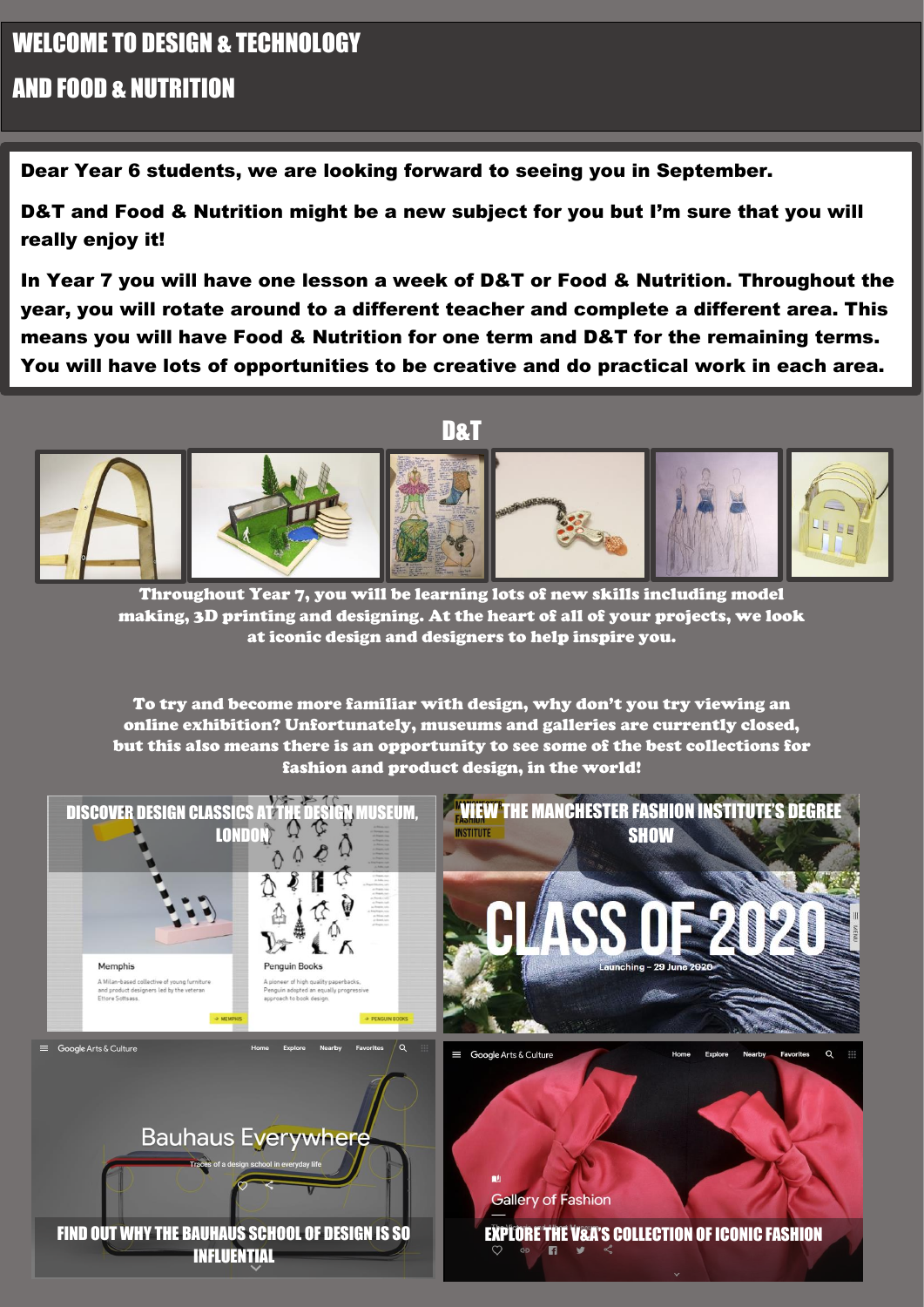# WELCOME TO DESIGN & TECHNOLOGY AND FOOD & NUTRITION

**Dear Year 6 students, we are looking forward to seeing you in September.**

**D&T and Food & Nutrition might be a new subject for you but I'm sure that you will really enjoy it!**

**In Year 7 you will have one lesson a week of D&T or Food & Nutrition. Throughout the year, you will rotate around to a different teacher and complete a different area. This means you will have Food & Nutrition for one term and D&T for the remaining terms. You will have lots of opportunities to be creative and do practical work in each area.**

## D&T

**Throughout Year 7, you will be learning lots of new skills including model making, 3D printing and designing. At the heart of all of your projects, we look at iconic design and designers to help inspire you.**

**To try and become more familiar with design, why don't you try viewing an online exhibition? Unfortunately, museums and galleries are currently closed, but this also means there is an opportunity to see some of the best collections for fashion and product design, in the world!**

**DISCOVER DESIGN CLASSICS AT THE DESIGN MUSEUM, LONDON**

**VIEW THE MANCHESTER FASHION INSTITUTE'S DEGREE SHOW**

**FIND OUT WHY THE BAUHAUS SCHOOL OF DESIGN IS SO INFLUENTIAL**

**EXPLORE THE V&A'S COLLECTION OF ICONIC FASHION**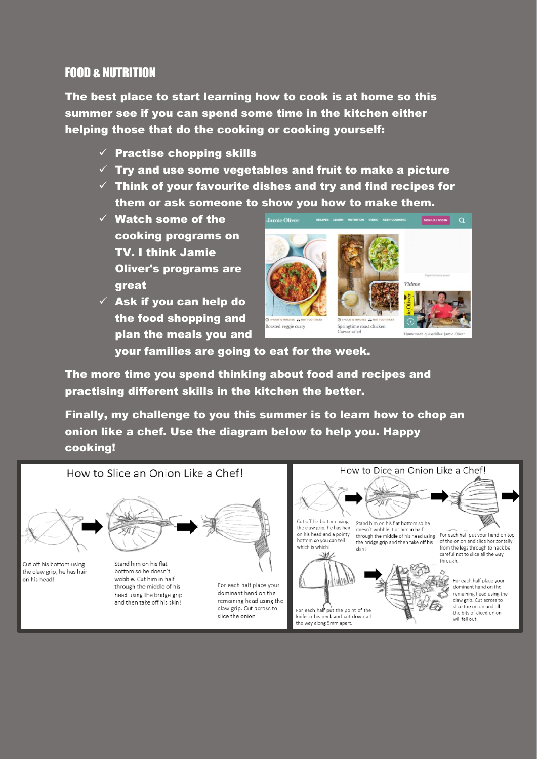## FOOD & NUTRITION

**The best place to start learning how to cook is at home so this summer see if you can spend some time in the kitchen either helping those that do the cooking or cooking yourself:**

- ✓ **Practise chopping skills**
- ✓ **Try and use some vegetables and fruit to make a picture**
- ✓ **Think of your favourite dishes and try and find recipes for them or ask someone to show you how to make them.**
- ✓ **Watch some of the cooking programs on TV. I think Jamie Oliver's programs are great**
- ✓ **Ask if you can help do the food shopping and plan the meals you and your families are going to eat for the week.**

**The more time you spend thinking about food and recipes and practising different skills in the kitchen the better.**

**Finally, my challenge to you this summer is to learn how to chop an onion like a chef. Use the diagram below to help you. Happy cooking!**

### How to Slice an Onion Like a Chef!

Cut off his bottom using the claw grip, he has hair on his head!

Stand him on his flat bottom so he doesn't wobble. Cut him in half through the middle of his head using the bridge grip and then take off his skin!

For each half place your dominant hand on the remaining head using the claw grip. Cut across to slice the onion

### How to Dice an Onion Like a Chef!

Cut off his bottom using the claw grip, he has hair on his head and a pointy bottom so you can tell which is which!

Stand him on his flat bottom so he doesn't wobble. Cut him in half through the middle of his head using the bridge grip and then take off his skin!

For each half put your hand on top of the onion and slice horizontally from the legs through to neck be careful not to slice all the way through.

For each half put the point of the knife in his neck and cut down all the way along 5mm apart.

For each half place your dominant hand on the remaining head using the claw grip. Cut across to slice the onion and all the bits of diced onion will fall out.